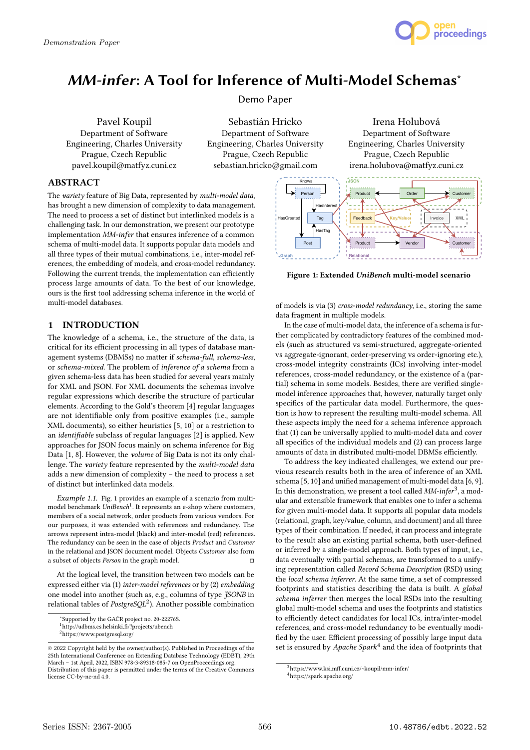# *MM-infer*: A Tool for Inference of Multi-Model Schemas*

Demo Paper

Pavel Koupil
Department of Software Engineering, Charles University
Prague, Czech Republic
pavel.koupil@matfyz.cuni.cz

Sebastián Hricko
Department of Software Engineering, Charles University
Prague, Czech Republic
sebastian.hricko@gmail.com

Irena Holubová
Department of Software Engineering, Charles University
Prague, Czech Republic
irena.holubova@matfyz.cuni.cz

## ABSTRACT

The *variety* feature of Big Data, represented by *multi-model data*, has brought a new dimension of complexity to data management. The need to process a set of distinct but interlinked models is a challenging task. In our demonstration, we present our prototype implementation *MM-infer* that ensures inference of a common schema of multi-model data. It supports popular data models and all three types of their mutual combinations, i.e., inter-model references, the embedding of models, and cross-model redundancy. Following the current trends, the implementation can efficiently process large amounts of data. To the best of our knowledge, ours is the first tool addressing schema inference in the world of multi-model databases.

## 1 INTRODUCTION

The knowledge of a schema, i.e., the structure of the data, is critical for its efficient processing in all types of database management systems (DBMSs) no matter if *schema-full*, *schema-less*, or *schema-mixed*. The problem of *inference of a schema* from a given schema-less data has been studied for several years mainly for XML and JSON. For XML documents the schemas involve regular expressions which describe the structure of particular elements. According to the Gold's theorem [4] regular languages are not identifiable only from positive examples (i.e., sample XML documents), so either heuristics [5, 10] or a restriction to an *identifiable* subclass of regular languages [2] is applied. New approaches for JSON focus mainly on schema inference for Big Data [1, 8]. However, the *volume* of Big Data is not its only challenge. The *variety* feature represented by the *multi-model data* adds a new dimension of complexity – the need to process a set of distinct but interlinked data models.

*Example 1.1.* Fig. 1 provides an example of a scenario from multi-model benchmark *UniBench*[1]. It represents an e-shop where customers, members of a social network, order products from various vendors. For our purposes, it was extended with references and redundancy. The arrows represent intra-model (black) and inter-model (red) references. The redundancy can be seen in the case of objects *Product* and *Customer* in the relational and JSON document model. Objects *Customer* also form a subset of objects *Person* in the graph model. □

At the logical level, the transition between two models can be expressed either via (1) *inter-model references* or by (2) *embedding* one model into another (such as, e.g., columns of type *JSONB* in relational tables of *PostgreSQL*[2]). Another possible combination of models is via (3) *cross-model redundancy*, i.e., storing the same data fragment in multiple models.

Figure 1: Extended *UniBench* multi-model scenario

In the case of multi-model data, the inference of a schema is further complicated by contradictory features of the combined models (such as structured vs semi-structured, aggregate-oriented vs aggregate-ignorant, order-preserving vs order-ignoring etc.), cross-model integrity constraints (ICs) involving inter-model references, cross-model redundancy, or the existence of a (partial) schema in some models. Besides, there are verified single-model inference approaches that, however, naturally target only specifics of the particular data model. Furthermore, the question is how to represent the resulting multi-model schema. All these aspects imply the need for a schema inference approach that (1) can be universally applied to multi-model data and cover all specifics of the individual models and (2) can process large amounts of data in distributed multi-model DBMSs efficiently.

To address the key indicated challenges, we extend our previous research results both in the area of inference of an XML schema [5, 10] and unified management of multi-model data [6, 9]. In this demonstration, we present a tool called *MM-infer*[3], a modular and extensible framework that enables one to infer a schema for given multi-model data. It supports all popular data models (relational, graph, key/value, column, and document) and all three types of their combination. If needed, it can process and integrate to the result also an existing partial schema, both user-defined or inferred by a single-model approach. Both types of input, i.e., data eventually with partial schemas, are transformed to a unifying representation called *Record Schema Description* (RSD) using the *local schema inferrer*. At the same time, a set of compressed footprints and statistics describing the data is built. A *global schema inferrer* then merges the local RSDs into the resulting global multi-model schema and uses the footprints and statistics to efficiently detect candidates for local ICs, intra/inter-model references, and cross-model redundancy to be eventually modified by the user. Efficient processing of possibly large input data set is ensured by *Apache Spark*[4] and the idea of footprints that

---

*Supported by the GAČR project no. 20-22276S.
[1] http://udbms.cs.helsinki.fi/?projects/ubench
[2] https://www.postgresql.org/
[3] https://www.ksi.mff.cuni.cz/~koupil/mm-infer/
[4] https://spark.apache.org/

© 2022 Copyright held by the owner/author(s). Published in Proceedings of the 25th International Conference on Extending Database Technology (EDBT), 29th March – 1st April, 2022, ISBN 978-3-89318-085-7 on OpenProceedings.org. Distribution of this paper is permitted under the terms of the Creative Commons license CC-by-nc-nd 4.0.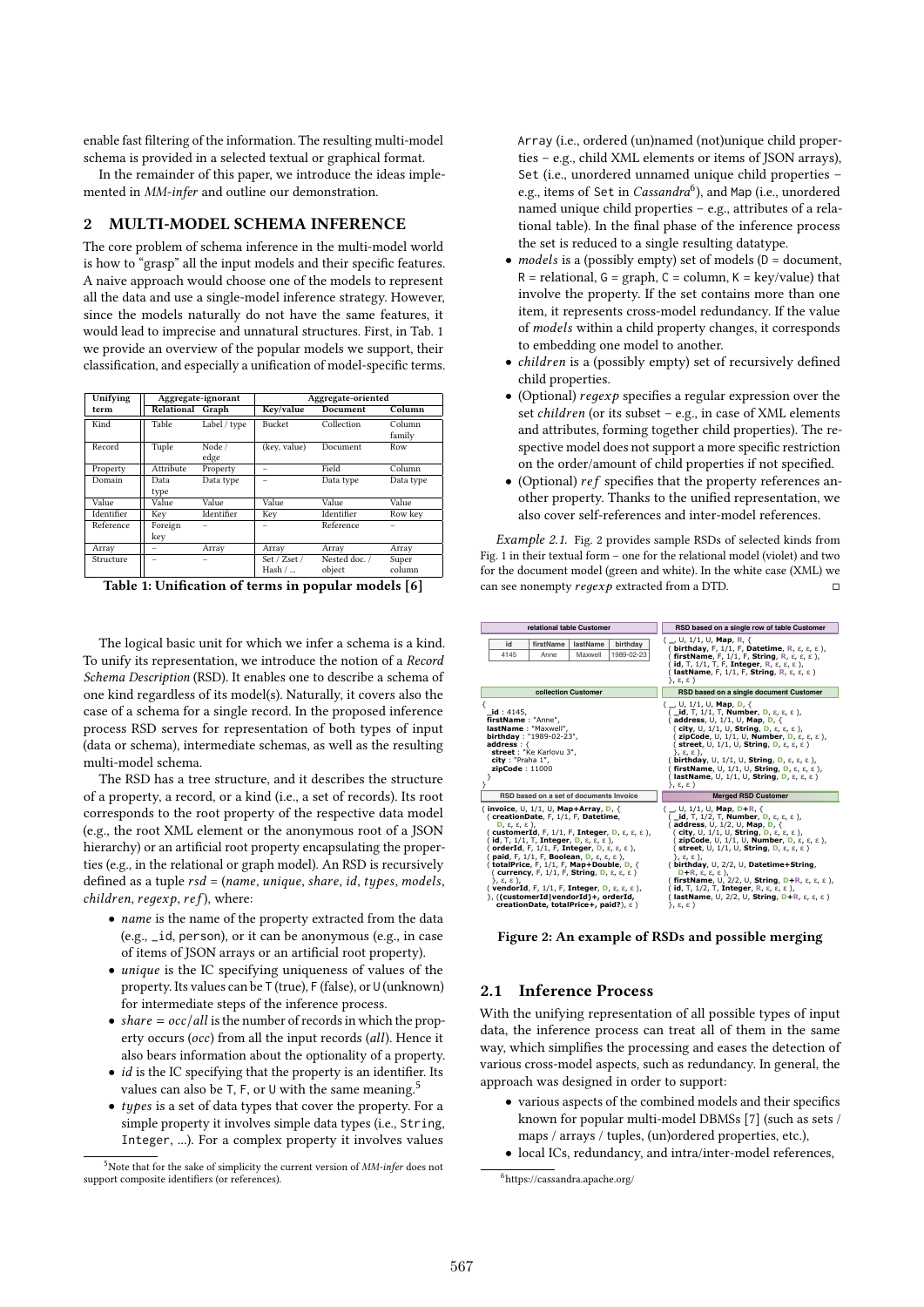enable fast filtering of the information. The resulting multi-model schema is provided in a selected textual or graphical format.

In the remainder of this paper, we introduce the ideas implemented in *MM-infer* and outline our demonstration.

## 2 MULTI-MODEL SCHEMA INFERENCE

The core problem of schema inference in the multi-model world is how to "grasp" all the input models and their specific features. A naive approach would choose one of the models to represent all the data and use a single-model inference strategy. However, since the models naturally do not have the same features, it would lead to imprecise and unnatural structures. First, in Tab. 1 we provide an overview of the popular models we support, their classification, and especially a unification of model-specific terms.

| Unifying term | Aggregate-ignorant | | Aggregate-oriented | | |
|---|---|---|---|---|---|
| | Relational | Graph | Key/value | Document | Column |
| Kind | Table | Label / type | Bucket | Collection | Column family |
| Record | Tuple | Node / edge | (key, value) | Document | Row |
| Property | Attribute | Property | – | Field | Column |
| Domain | Data type | Data type | – | Data type | Data type |
| Value | Value | Value | Value | Value | Value |
| Identifier | Key | Identifier | Key | Identifier | Row key |
| Reference | Foreign key | – | – | Reference | – |
| Array | – | Array | Array | Array | Array |
| Structure | – | – | Set / Zset / Hash / ... | Nested doc. / object | Super column |

**Table 1: Unification of terms in popular models [6]**

The logical basic unit for which we infer a schema is a kind. To unify its representation, we introduce the notion of a *Record Schema Description* (RSD). It enables one to describe a schema of one kind regardless of its model(s). Naturally, it covers also the case of a schema for a single record. In the proposed inference process RSD serves for representation of both types of input (data or schema), intermediate schemas, as well as the resulting multi-model schema.

The RSD has a tree structure, and it describes the structure of a property, a record, or a kind (i.e., a set of records). Its root corresponds to the root property of the respective data model (e.g., the root XML element or the anonymous root of a JSON hierarchy) or an artificial root property encapsulating the properties (e.g., in the relational or graph model). An RSD is recursively defined as a tuple $rsd = (name, unique, share, id, types, models, children, regexp, ref)$, where:

- *name* is the name of the property extracted from the data (e.g., `_id`, `person`), or it can be anonymous (e.g., in case of items of JSON arrays) or an artificial root property).
- *unique* is the IC specifying uniqueness of values of the property. Its values can be `T` (true), `F` (false), or `U` (unknown) for intermediate steps of the inference process.
- $share = occ/all$ is the number of records in which the property occurs ($occ$) from all the input records ($all$). Hence it also bears information about the optionality of a property.
- *id* is the IC specifying that the property is an identifier. Its values can also be `T`, `F`, or `U` with the same meaning.[5]
- *types* is a set of data types that cover the property. For a simple property it involves simple data types (i.e., `String`, `Integer`, ...). For a complex property it involves values `Array` (i.e., ordered (un)named (not)unique child properties – e.g., child XML elements or items of JSON arrays), `Set` (i.e., unordered unnamed unique child properties – e.g., items of `Set` in *Cassandra*[6]), and `Map` (i.e., unordered named unique child properties – e.g., attributes of a relational table). In the final phase of the inference process the set is reduced to a single resulting datatype.
- *models* is a (possibly empty) set of models (`D` = document, `R` = relational, `G` = graph, `C` = column, `K` = key/value) that involve the property. If the set contains more than one item, it represents cross-model redundancy. If the value of *models* within a child property changes, it corresponds to embedding one model to another.
- *children* is a (possibly empty) set of recursively defined child properties.
- (Optional) *regexp* specifies a regular expression over the set *children* (or its subset – e.g., in case of XML elements and attributes, forming together child properties). The respective model does not support a more specific restriction on the order/amount of child properties if not specified.
- (Optional) *ref* specifies that the property references another property. Thanks to the unified representation, we also cover self-references and inter-model references.

*Example 2.1.* Fig. 2 provides sample RSDs of selected kinds from Fig. 1 in their textual form – one for the relational model (violet) and two for the document model (green and white). In the white case (XML) we can see nonempty *regexp* extracted from a DTD. ◻

**relational table Customer**

| id | firstName | lastName | birthday |
|---|---|---|---|
| 4145 | Anne | Maxwell | 1989-02-23 |

**RSD based on a single row of table Customer**

```
( _, U, 1/1, U, Map, R, {
  ( birthday, F, 1/1, F, Datetime, R, ε, ε, ε ),
  ( firstName, F, 1/1, F, String, R, ε, ε, ε ),
  ( id, T, 1/1, T, Integer, R, ε, ε, ε ),
  ( lastName, F, 1/1, F, String, R, ε, ε, ε )
}, ε, ε )
```

**collection Customer**

```
{
  _id : 4145,
  firstName : "Anne",
  lastName : "Maxwell",
  birthday : "1989-02-23",
  address : {
    street : "Ke Karlovu 3",
    city : "Praha 1",
    zipCode : 11000
  }
}
```

**RSD based on a single document Customer**

```
( _, U, 1/1, U, Map, D, {
  ( _id, T, 1/1, T, Number, D, ε, ε, ε ),
  ( address, U, 1/1, U, Map, D, {
    ( city, U, 1/1, U, String, D, ε, ε, ε ),
    ( zipCode, U, 1/1, U, Number, D, ε, ε, ε ),
    ( street, U, 1/1, U, String, D, ε, ε, ε )
  }, ε, ε ),
  ( birthday, U, 1/1, U, String, D, ε, ε, ε ),
  ( firstName, U, 1/1, U, String, D, ε, ε, ε ),
  ( lastName, U, 1/1, U, String, D, ε, ε, ε )
}, ε, ε )
```

**RSD based on a set of documents Invoice**

```
( invoice, U, 1/1, U, Map+Array, D, {
  ( creationDate, F, 1/1, F, Datetime,
    D, ε, ε, ε ),
  ( customerId, F, 1/1, F, Integer, D, ε, ε, ε ),
  ( id, T, 1/1, T, Integer, D, ε, ε, ε ),
  ( orderId, F, 1/1, F, Integer, D, ε, ε, ε ),
  ( paid, F, 1/1, F, Boolean, D, ε, ε, ε ),
  ( totalPrice, F, 1/1, F, Map+Double, D, {
    ( currency, F, 1/1, F, String, D, ε, ε, ε )
  }, ε, ε ),
  ( vendorId, F, 1/1, F, Integer, D, ε, ε, ε ),
}, ((customerId|vendorId)+, orderId,
    creationDate, totalPrice+, paid?), ε )
```

**Merged RSD Customer**

```
( _, U, 1/1, U, Map, D+R, {
  ( _id, T, 1/2, T, Number, D, ε, ε, ε ),
  ( address, U, 1/2, U, Map, D, {
    ( city, U, 1/1, U, String, D, ε, ε, ε ),
    ( zipCode, U, 1/1, U, Number, D, ε, ε, ε ),
    ( street, U, 1/1, U, String, D, ε, ε, ε )
  }, ε, ε ),
  ( birthday, U, 2/2, U, Datetime+String,
    D+R, ε, ε, ε ),
  ( firstName, U, 2/2, U, String, D+R, ε, ε, ε ),
  ( id, T, 1/2, T, Integer, R, ε, ε, ε ),
  ( lastName, U, 2/2, U, String, D+R, ε, ε, ε )
}, ε, ε )
```

**Figure 2: An example of RSDs and possible merging**

### 2.1 Inference Process

With the unifying representation of all possible types of input data, the inference process can treat all of them in the same way, which simplifies the processing and eases the detection of various cross-model aspects, such as redundancy. In general, the approach was designed in order to support:

- various aspects of the combined models and their specifics known for popular multi-model DBMSs [7] (such as sets / maps / arrays / tuples, (un)ordered properties, etc.),
- local ICs, redundancy, and intra/inter-model references,

[5] Note that for the sake of simplicity the current version of *MM-infer* does not support composite identifiers (or references).

[6] https://cassandra.apache.org/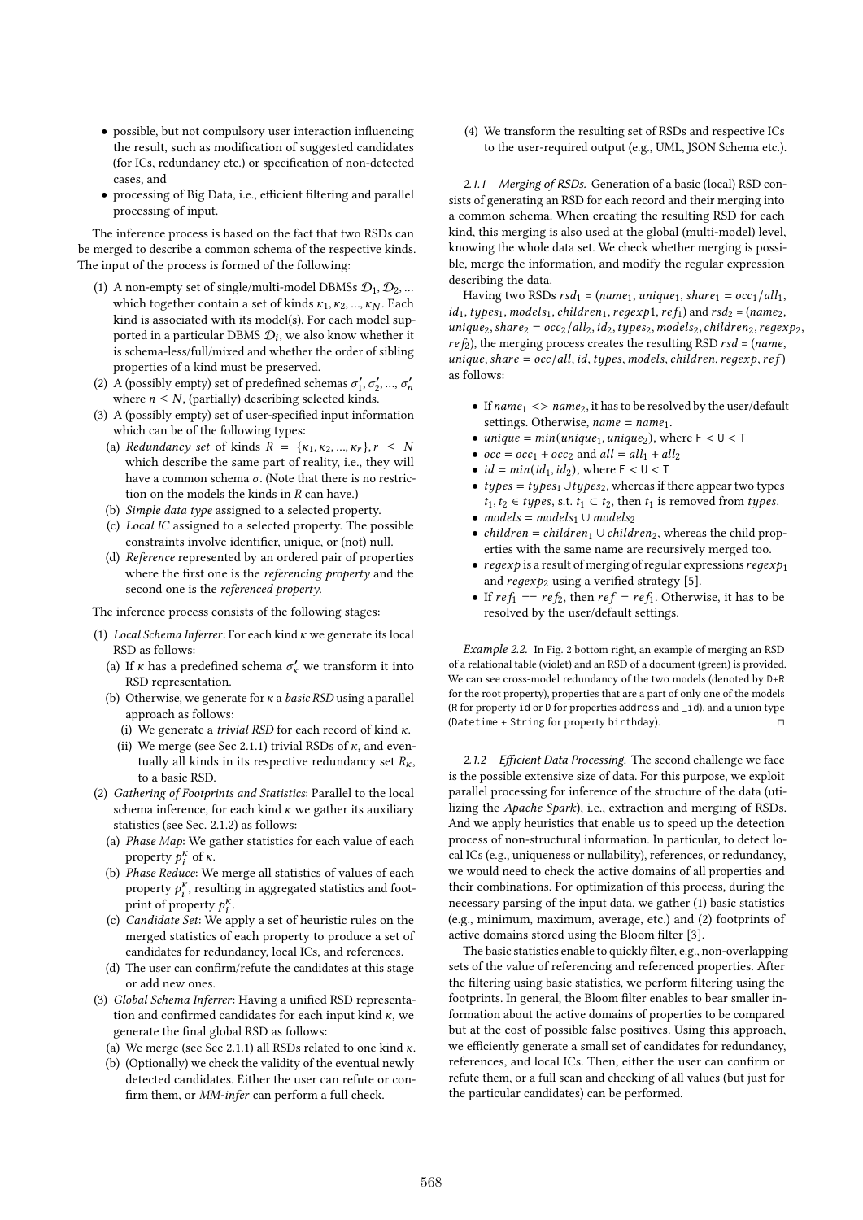- possible, but not compulsory user interaction influencing the result, such as modification of suggested candidates (for ICs, redundancy etc.) or specification of non-detected cases, and
- processing of Big Data, i.e., efficient filtering and parallel processing of input.

The inference process is based on the fact that two RSDs can be merged to describe a common schema of the respective kinds. The input of the process is formed of the following:

1. A non-empty set of single/multi-model DBMSs $\mathcal{D}_1, \mathcal{D}_2, ...$ which together contain a set of kinds $\kappa_1, \kappa_2, ..., \kappa_N$. Each kind is associated with its model(s). For each model supported in a particular DBMS $\mathcal{D}_i$, we also know whether it is schema-less/full/mixed and whether the order of sibling properties of a kind must be preserved.
2. A (possibly empty) set of predefined schemas $\sigma'_1, \sigma'_2, ..., \sigma'_n$ where $n \leq N$, (partially) describing selected kinds.
3. A (possibly empty) set of user-specified input information which can be of the following types:
   (a) *Redundancy set* of kinds $R = \{\kappa_1, \kappa_2, ..., \kappa_r\}, r \leq N$ which describe the same part of reality, i.e., they will have a common schema $\sigma$. (Note that there is no restriction on the models the kinds in $R$ can have.)
   (b) *Simple data type* assigned to a selected property.
   (c) *Local IC* assigned to a selected property. The possible constraints involve identifier, unique, or (not) null.
   (d) *Reference* represented by an ordered pair of properties where the first one is the *referencing property* and the second one is the *referenced property*.

The inference process consists of the following stages:

1. *Local Schema Inferrer*: For each kind $\kappa$ we generate its local RSD as follows:
   (a) If $\kappa$ has a predefined schema $\sigma'_\kappa$ we transform it into RSD representation.
   (b) Otherwise, we generate for $\kappa$ a *basic RSD* using a parallel approach as follows:
      (i) We generate a *trivial RSD* for each record of kind $\kappa$.
      (ii) We merge (see Sec 2.1.1) trivial RSDs of $\kappa$, and eventually all kinds in its respective redundancy set $R_\kappa$, to a basic RSD.
2. *Gathering of Footprints and Statistics*: Parallel to the local schema inference, for each kind $\kappa$ we gather its auxiliary statistics (see Sec. 2.1.2) as follows:
   (a) *Phase Map*: We gather statistics for each value of each property $p_i^\kappa$ of $\kappa$.
   (b) *Phase Reduce*: We merge all statistics of values of each property $p_i^\kappa$, resulting in aggregated statistics and footprint of property $p_i^\kappa$.
   (c) *Candidate Set*: We apply a set of heuristic rules on the merged statistics of each property to produce a set of candidates for redundancy, local ICs, and references.
   (d) The user can confirm/refute the candidates at this stage or add new ones.
3. *Global Schema Inferrer*: Having a unified RSD representation and confirmed candidates for each input kind $\kappa$, we generate the final global RSD as follows:
   (a) We merge (see Sec 2.1.1) all RSDs related to one kind $\kappa$.
   (b) (Optionally) we check the validity of the eventual newly detected candidates. Either the user can refute or confirm them, or *MM-infer* can perform a full check.
4. We transform the resulting set of RSDs and respective ICs to the user-required output (e.g., UML, JSON Schema etc.).

#### 2.1.1 Merging of RSDs.

Generation of a basic (local) RSD consists of generating an RSD for each record and their merging into a common schema. When creating the resulting RSD for each kind, this merging is also used at the global (multi-model) level, knowing the whole data set. We check whether merging is possible, merge the information, and modify the regular expression describing the data.

Having two RSDs $rsd_1 = (name_1, unique_1, share_1 = occ_1/all_1, id_1, types_1, models_1, children_1, regexp1, ref_1)$ and $rsd_2 = (name_2, unique_2, share_2 = occ_2/all_2, id_2, types_2, models_2, children_2, regexp_2, ref_2)$, the merging process creates the resulting RSD $rsd = (name, unique, share = occ/all, id, types, models, children, regexp, ref)$ as follows:

- If $name_1 <> name_2$, it has to be resolved by the user/default settings. Otherwise, $name = name_1$.
- $unique = min(unique_1, unique_2)$, where F < U < T
- $occ = occ_1 + occ_2$ and $all = all_1 + all_2$
- $id = min(id_1, id_2)$, where F < U < T
- $types = types_1 \cup types_2$, whereas if there appear two types $t_1, t_2 \in types$, s.t. $t_1 \subset t_2$, then $t_1$ is removed from $types$.
- $models = models_1 \cup models_2$
- $children = children_1 \cup children_2$, whereas the child properties with the same name are recursively merged too.
- $regexp$ is a result of merging of regular expressions $regexp_1$ and $regexp_2$ using a verified strategy [5].
- If $ref_1 == ref_2$, then $ref = ref_1$. Otherwise, it has to be resolved by the user/default settings.

*Example 2.2.* In Fig. 2 bottom right, an example of merging an RSD of a relational table (violet) and an RSD of a document (green) is provided. We can see cross-model redundancy of the two models (denoted by D+R for the root property), properties that are a part of only one of the models (R for property id or D for properties address and _id), and a union type (Datetime + String for property birthday). □

#### 2.1.2 Efficient Data Processing.

The second challenge we face is the possible extensive size of data. For this purpose, we exploit parallel processing for inference of the structure of the data (utilizing the *Apache Spark*), i.e., extraction and merging of RSDs. And we apply heuristics that enable us to speed up the detection process of non-structural information. In particular, to detect local ICs (e.g., uniqueness or nullability), references, or redundancy, we would need to check the active domains of all properties and their combinations. For optimization of this process, during the necessary parsing of the input data, we gather (1) basic statistics (e.g., minimum, maximum, average, etc.) and (2) footprints of active domains stored using the Bloom filter [3].

The basic statistics enable to quickly filter, e.g., non-overlapping sets of the value of referencing and referenced properties. After the filtering using basic statistics, we perform filtering using the footprints. In general, the Bloom filter enables to bear smaller information about the active domains of properties to be compared but at the cost of possible false positives. Using this approach, we efficiently generate a small set of candidates for redundancy, references, and local ICs. Then, either the user can confirm or refute them, or a full scan and checking of all values (but just for the particular candidates) can be performed.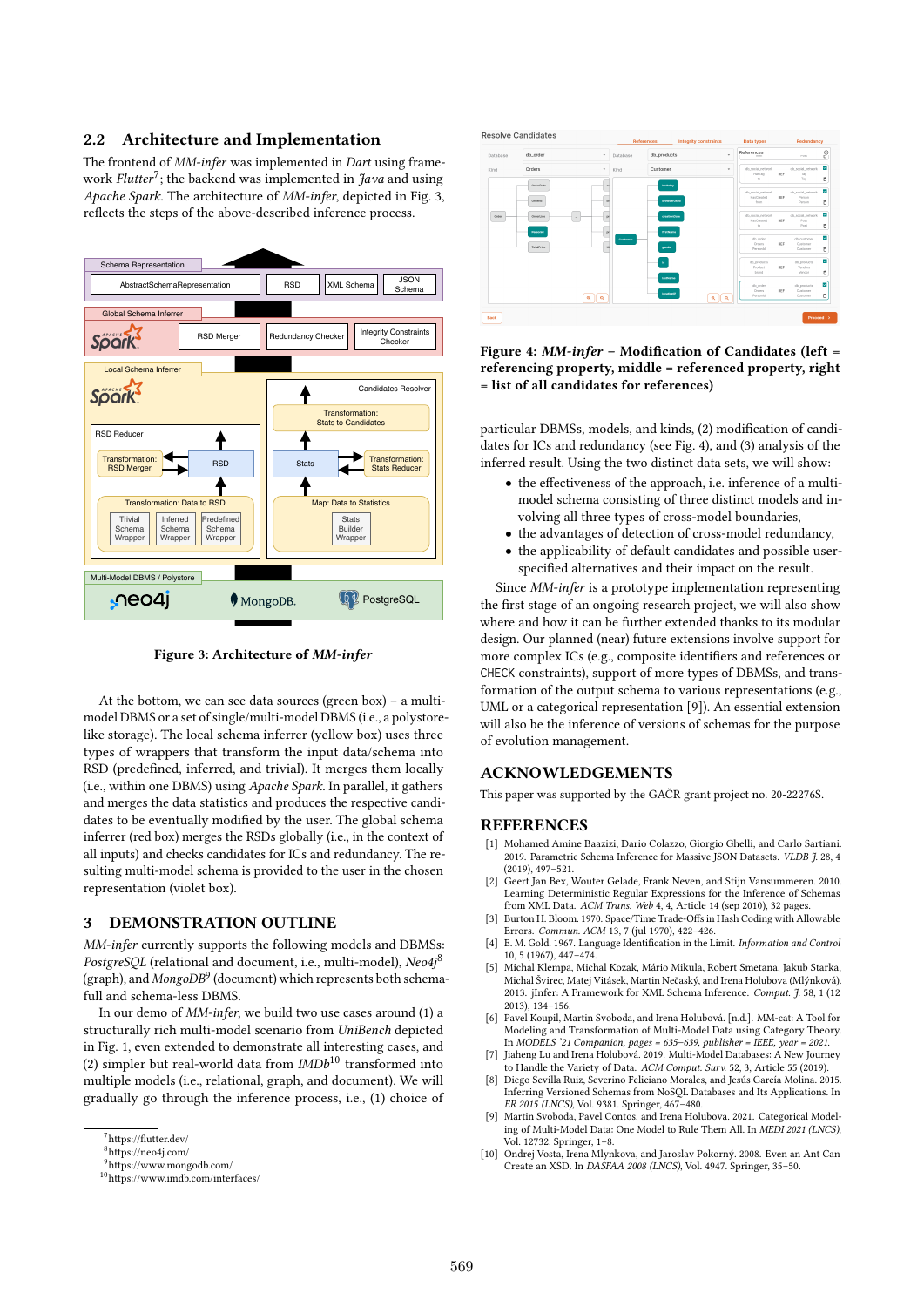## 2.2 Architecture and Implementation

The frontend of *MM-infer* was implemented in *Dart* using framework *Flutter*[7]; the backend was implemented in *Java* and using *Apache Spark*. The architecture of *MM-infer*, depicted in Fig. 3, reflects the steps of the above-described inference process.

Figure 3: Architecture of *MM-infer*

At the bottom, we can see data sources (green box) – a multi-model DBMS or a set of single/multi-model DBMS (i.e., a polystore-like storage). The local schema inferrer (yellow box) uses three types of wrappers that transform the input data/schema into RSD (predefined, inferred, and trivial). It merges them locally (i.e., within one DBMS) using *Apache Spark*. In parallel, it gathers and merges the data statistics and produces the respective candidates to be eventually modified by the user. The global schema inferrer (red box) merges the RSDs globally (i.e., in the context of all inputs) and checks candidates for ICs and redundancy. The resulting multi-model schema is provided to the user in the chosen representation (violet box).

# 3 DEMONSTRATION OUTLINE

*MM-infer* currently supports the following models and DBMSs: *PostgreSQL* (relational and document, i.e., multi-model), *Neo4j*[8] (graph), and *MongoDB*[9] (document) which represents both schema-full and schema-less DBMS.

In our demo of *MM-infer*, we build two use cases around (1) a structurally rich multi-model scenario from *UniBench* depicted in Fig. 1, even extended to demonstrate all interesting cases, and (2) simpler but real-world data from *IMDb*[10] transformed into multiple models (i.e., relational, graph, and document). We will gradually go through the inference process, i.e., (1) choice of particular DBMSs, models, and kinds, (2) modification of candidates for ICs and redundancy (see Fig. 4), and (3) analysis of the inferred result. Using the two distinct data sets, we will show:

- the effectiveness of the approach, i.e. inference of a multi-model schema consisting of three distinct models and involving all three types of cross-model boundaries,
- the advantages of detection of cross-model redundancy,
- the applicability of default candidates and possible user-specified alternatives and their impact on the result.

Since *MM-infer* is a prototype implementation representing the first stage of an ongoing research project, we will also show where and how it can be further extended thanks to its modular design. Our planned (near) future extensions involve support for more complex ICs (e.g., composite identifiers and references or CHECK constraints), support of more types of DBMSs, and transformation of the output schema to various representations (e.g., UML or a categorical representation [9]). An essential extension will also be the inference of versions of schemas for the purpose of evolution management.

Figure 4: *MM-infer* – Modification of Candidates (left = referencing property, middle = referenced property, right = list of all candidates for references)

# ACKNOWLEDGEMENTS

This paper was supported by the GAČR grant project no. 20-22276S.

# REFERENCES

[1] Mohamed Amine Baazizi, Dario Colazzo, Giorgio Ghelli, and Carlo Sartiani. 2019. Parametric Schema Inference for Massive JSON Datasets. *VLDB J.* 28, 4 (2019), 497–521.

[2] Geert Jan Bex, Wouter Gelade, Frank Neven, and Stijn Vansummeren. 2010. Learning Deterministic Regular Expressions for the Inference of Schemas from XML Data. *ACM Trans. Web* 4, 4, Article 14 (sep 2010), 32 pages.

[3] Burton H. Bloom. 1970. Space/Time Trade-Offs in Hash Coding with Allowable Errors. *Commun. ACM* 13, 7 (jul 1970), 422–426.

[4] E. M. Gold. 1967. Language Identification in the Limit. *Information and Control* 10, 5 (1967), 447–474.

[5] Michal Klempa, Michal Kozak, Mário Mikula, Robert Smetana, Jakub Starka, Michal Švirec, Matej Vitásek, Martin Nečaský, and Irena Holubova (Mlýnková). 2013. jInfer: A Framework for XML Schema Inference. *Comput. J.* 58, 1 (12 2013), 134–156.

[6] Pavel Koupil, Martin Svoboda, and Irena Holubová. [n.d.]. MM-cat: A Tool for Modeling and Transformation of Multi-Model Data using Category Theory. In *MODELS '21 Companion, pages = 635–639, publisher = IEEE, year = 2021.*

[7] Jiaheng Lu and Irena Holubová. 2019. Multi-Model Databases: A New Journey to Handle the Variety of Data. *ACM Comput. Surv.* 52, 3, Article 55 (2019).

[8] Diego Sevilla Ruiz, Severino Feliciano Morales, and Jesús García Molina. 2015. Inferring Versioned Schemas from NoSQL Databases and Its Applications. In *ER 2015 (LNCS)*, Vol. 9381. Springer, 467–480.

[9] Martin Svoboda, Pavel Contos, and Irena Holubova. 2021. Categorical Modeling of Multi-Model Data: One Model to Rule Them All. In *MEDI 2021 (LNCS)*, Vol. 12732. Springer, 1–8.

[10] Ondrej Vosta, Irena Mlynkova, and Jaroslav Pokorný. 2008. Even an Ant Can Create an XSD. In *DASFAA 2008 (LNCS)*, Vol. 4947. Springer, 35–50.

[7] https://flutter.dev/
[8] https://neo4j.com/
[9] https://www.mongodb.com/
[10] https://www.imdb.com/interfaces/